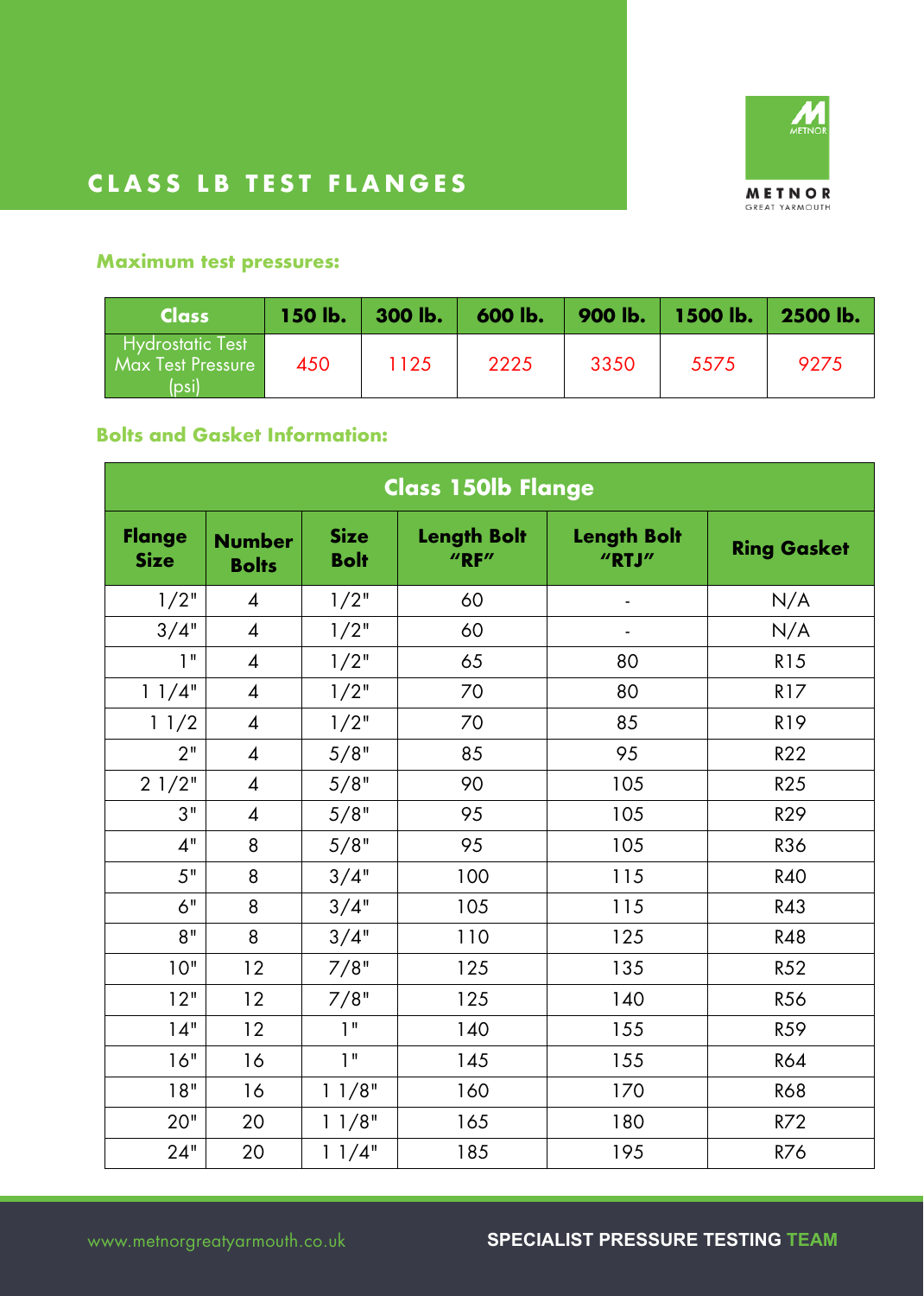# CLASS LB TEST FLANGES

METNOR
GREAT YARMOUTH

### Maximum test pressures:

| Class | 150 lb. | 300 lb. | 600 lb. | 900 lb. | 1500 lb. | 2500 lb. |
|---|---|---|---|---|---|---|
| Hydrostatic Test Max Test Pressure (psi) | 450 | 1125 | 2225 | 3350 | 5575 | 9275 |

### Bolts and Gasket Information:

| Class 150lb Flange | | | | | |
|---|---|---|---|---|---|
| **Flange Size** | **Number Bolts** | **Size Bolt** | **Length Bolt "RF"** | **Length Bolt "RTJ"** | **Ring Gasket** |
| 1/2" | 4 | 1/2" | 60 | - | N/A |
| 3/4" | 4 | 1/2" | 60 | - | N/A |
| 1" | 4 | 1/2" | 65 | 80 | R15 |
| 1 1/4" | 4 | 1/2" | 70 | 80 | R17 |
| 1 1/2 | 4 | 1/2" | 70 | 85 | R19 |
| 2" | 4 | 5/8" | 85 | 95 | R22 |
| 2 1/2" | 4 | 5/8" | 90 | 105 | R25 |
| 3" | 4 | 5/8" | 95 | 105 | R29 |
| 4" | 8 | 5/8" | 95 | 105 | R36 |
| 5" | 8 | 3/4" | 100 | 115 | R40 |
| 6" | 8 | 3/4" | 105 | 115 | R43 |
| 8" | 8 | 3/4" | 110 | 125 | R48 |
| 10" | 12 | 7/8" | 125 | 135 | R52 |
| 12" | 12 | 7/8" | 125 | 140 | R56 |
| 14" | 12 | 1" | 140 | 155 | R59 |
| 16" | 16 | 1" | 145 | 155 | R64 |
| 18" | 16 | 1 1/8" | 160 | 170 | R68 |
| 20" | 20 | 1 1/8" | 165 | 180 | R72 |
| 24" | 20 | 1 1/4" | 185 | 195 | R76 |

www.metnorgreatyarmouth.co.uk

SPECIALIST PRESSURE TESTING TEAM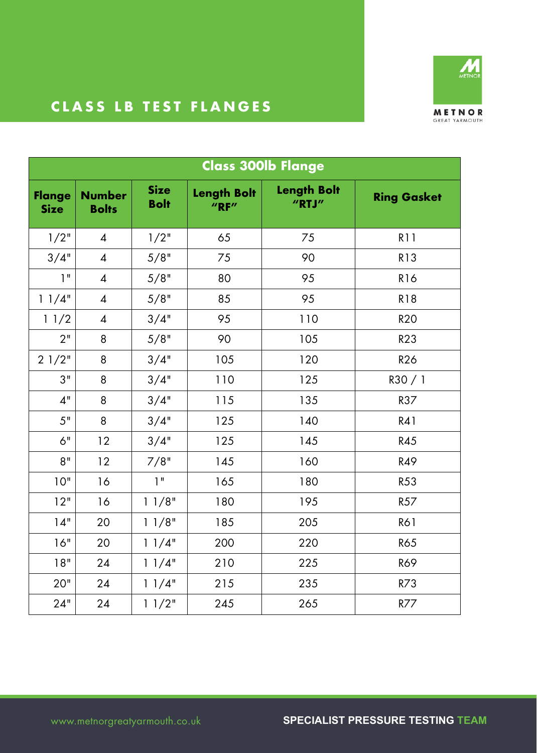# CLASS LB TEST FLANGES

METNOR
GREAT YARMOUTH

| Class 300lb Flange | | | | | |
|---|---|---|---|---|---|
| **Flange Size** | **Number Bolts** | **Size Bolt** | **Length Bolt "RF"** | **Length Bolt "RTJ"** | **Ring Gasket** |
| 1/2" | 4 | 1/2" | 65 | 75 | R11 |
| 3/4" | 4 | 5/8" | 75 | 90 | R13 |
| 1" | 4 | 5/8" | 80 | 95 | R16 |
| 1 1/4" | 4 | 5/8" | 85 | 95 | R18 |
| 1 1/2 | 4 | 3/4" | 95 | 110 | R20 |
| 2" | 8 | 5/8" | 90 | 105 | R23 |
| 2 1/2" | 8 | 3/4" | 105 | 120 | R26 |
| 3" | 8 | 3/4" | 110 | 125 | R30 / 1 |
| 4" | 8 | 3/4" | 115 | 135 | R37 |
| 5" | 8 | 3/4" | 125 | 140 | R41 |
| 6" | 12 | 3/4" | 125 | 145 | R45 |
| 8" | 12 | 7/8" | 145 | 160 | R49 |
| 10" | 16 | 1" | 165 | 180 | R53 |
| 12" | 16 | 1 1/8" | 180 | 195 | R57 |
| 14" | 20 | 1 1/8" | 185 | 205 | R61 |
| 16" | 20 | 1 1/4" | 200 | 220 | R65 |
| 18" | 24 | 1 1/4" | 210 | 225 | R69 |
| 20" | 24 | 1 1/4" | 215 | 235 | R73 |
| 24" | 24 | 1 1/2" | 245 | 265 | R77 |

www.metnorgreatyarmouth.co.uk

SPECIALIST PRESSURE TESTING TEAM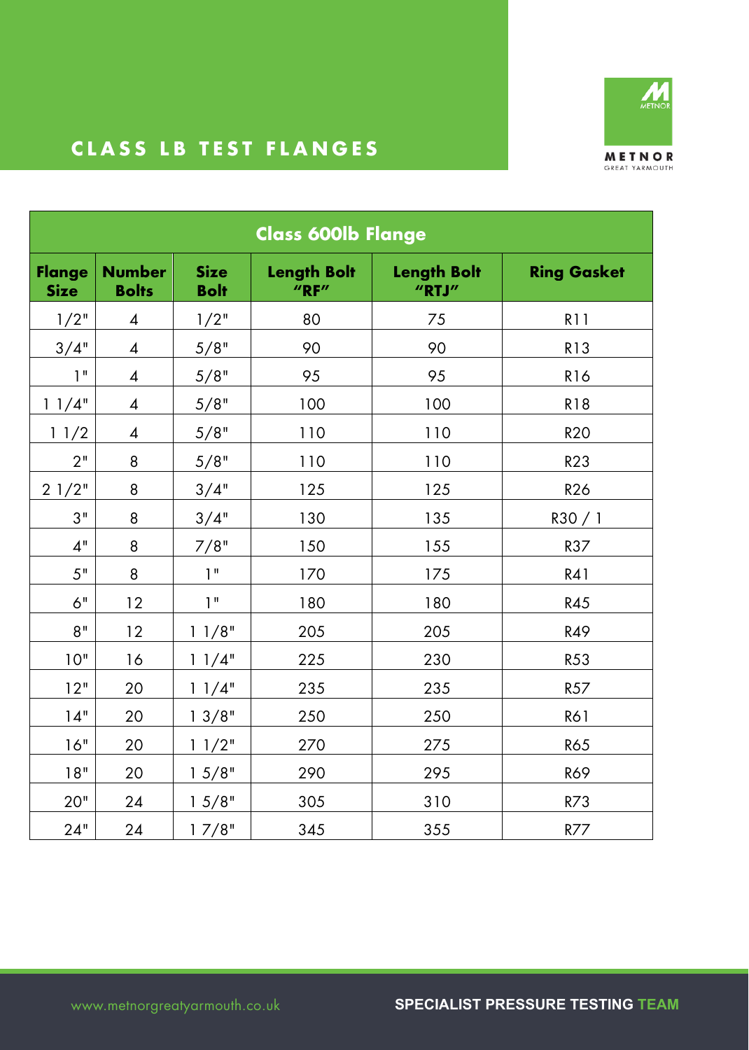# CLASS LB TEST FLANGES

METNOR
GREAT YARMOUTH

| Class 600lb Flange | | | | | |
|---|---|---|---|---|---|
| **Flange Size** | **Number Bolts** | **Size Bolt** | **Length Bolt "RF"** | **Length Bolt "RTJ"** | **Ring Gasket** |
| 1/2" | 4 | 1/2" | 80 | 75 | R11 |
| 3/4" | 4 | 5/8" | 90 | 90 | R13 |
| 1" | 4 | 5/8" | 95 | 95 | R16 |
| 1 1/4" | 4 | 5/8" | 100 | 100 | R18 |
| 1 1/2 | 4 | 5/8" | 110 | 110 | R20 |
| 2" | 8 | 5/8" | 110 | 110 | R23 |
| 2 1/2" | 8 | 3/4" | 125 | 125 | R26 |
| 3" | 8 | 3/4" | 130 | 135 | R30 / 1 |
| 4" | 8 | 7/8" | 150 | 155 | R37 |
| 5" | 8 | 1" | 170 | 175 | R41 |
| 6" | 12 | 1" | 180 | 180 | R45 |
| 8" | 12 | 1 1/8" | 205 | 205 | R49 |
| 10" | 16 | 1 1/4" | 225 | 230 | R53 |
| 12" | 20 | 1 1/4" | 235 | 235 | R57 |
| 14" | 20 | 1 3/8" | 250 | 250 | R61 |
| 16" | 20 | 1 1/2" | 270 | 275 | R65 |
| 18" | 20 | 1 5/8" | 290 | 295 | R69 |
| 20" | 24 | 1 5/8" | 305 | 310 | R73 |
| 24" | 24 | 1 7/8" | 345 | 355 | R77 |

www.metnorgreatyarmouth.co.uk

SPECIALIST PRESSURE TESTING TEAM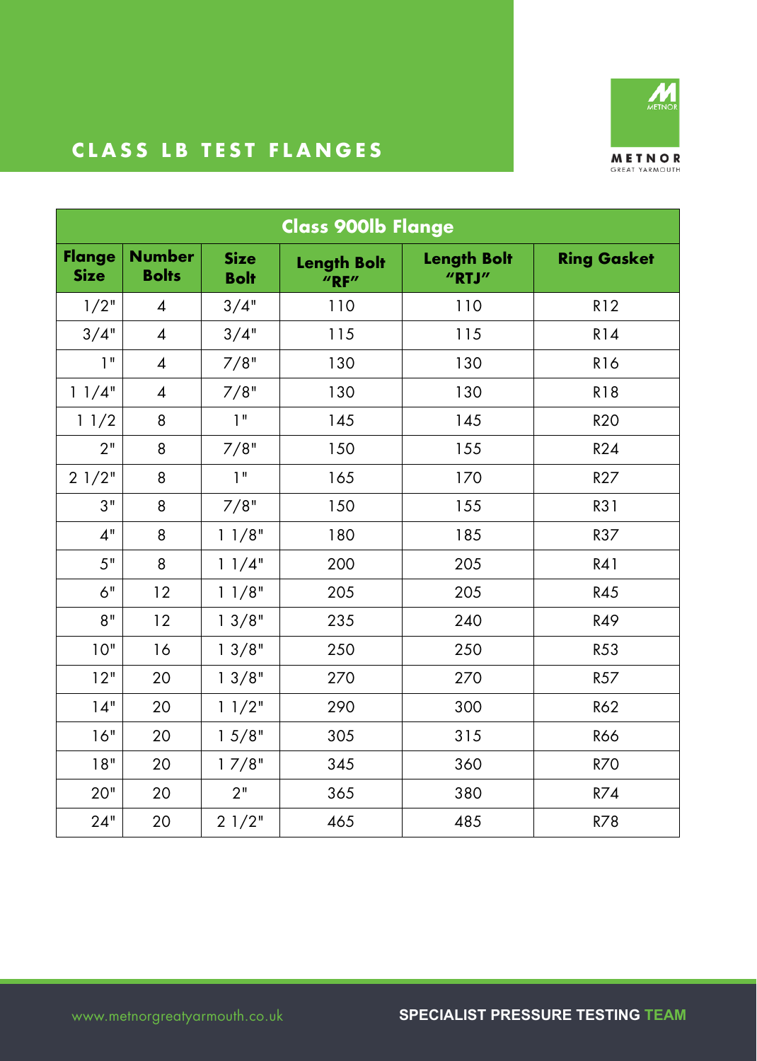# CLASS LB TEST FLANGES

METNOR
GREAT YARMOUTH

| Class 900lb Flange | | | | | |
|---|---|---|---|---|---|
| **Flange Size** | **Number Bolts** | **Size Bolt** | **Length Bolt "RF"** | **Length Bolt "RTJ"** | **Ring Gasket** |
| 1/2" | 4 | 3/4" | 110 | 110 | R12 |
| 3/4" | 4 | 3/4" | 115 | 115 | R14 |
| 1" | 4 | 7/8" | 130 | 130 | R16 |
| 1 1/4" | 4 | 7/8" | 130 | 130 | R18 |
| 1 1/2 | 8 | 1" | 145 | 145 | R20 |
| 2" | 8 | 7/8" | 150 | 155 | R24 |
| 2 1/2" | 8 | 1" | 165 | 170 | R27 |
| 3" | 8 | 7/8" | 150 | 155 | R31 |
| 4" | 8 | 1 1/8" | 180 | 185 | R37 |
| 5" | 8 | 1 1/4" | 200 | 205 | R41 |
| 6" | 12 | 1 1/8" | 205 | 205 | R45 |
| 8" | 12 | 1 3/8" | 235 | 240 | R49 |
| 10" | 16 | 1 3/8" | 250 | 250 | R53 |
| 12" | 20 | 1 3/8" | 270 | 270 | R57 |
| 14" | 20 | 1 1/2" | 290 | 300 | R62 |
| 16" | 20 | 1 5/8" | 305 | 315 | R66 |
| 18" | 20 | 1 7/8" | 345 | 360 | R70 |
| 20" | 20 | 2" | 365 | 380 | R74 |
| 24" | 20 | 2 1/2" | 465 | 485 | R78 |

www.metnorgreatyarmouth.co.uk

SPECIALIST PRESSURE TESTING TEAM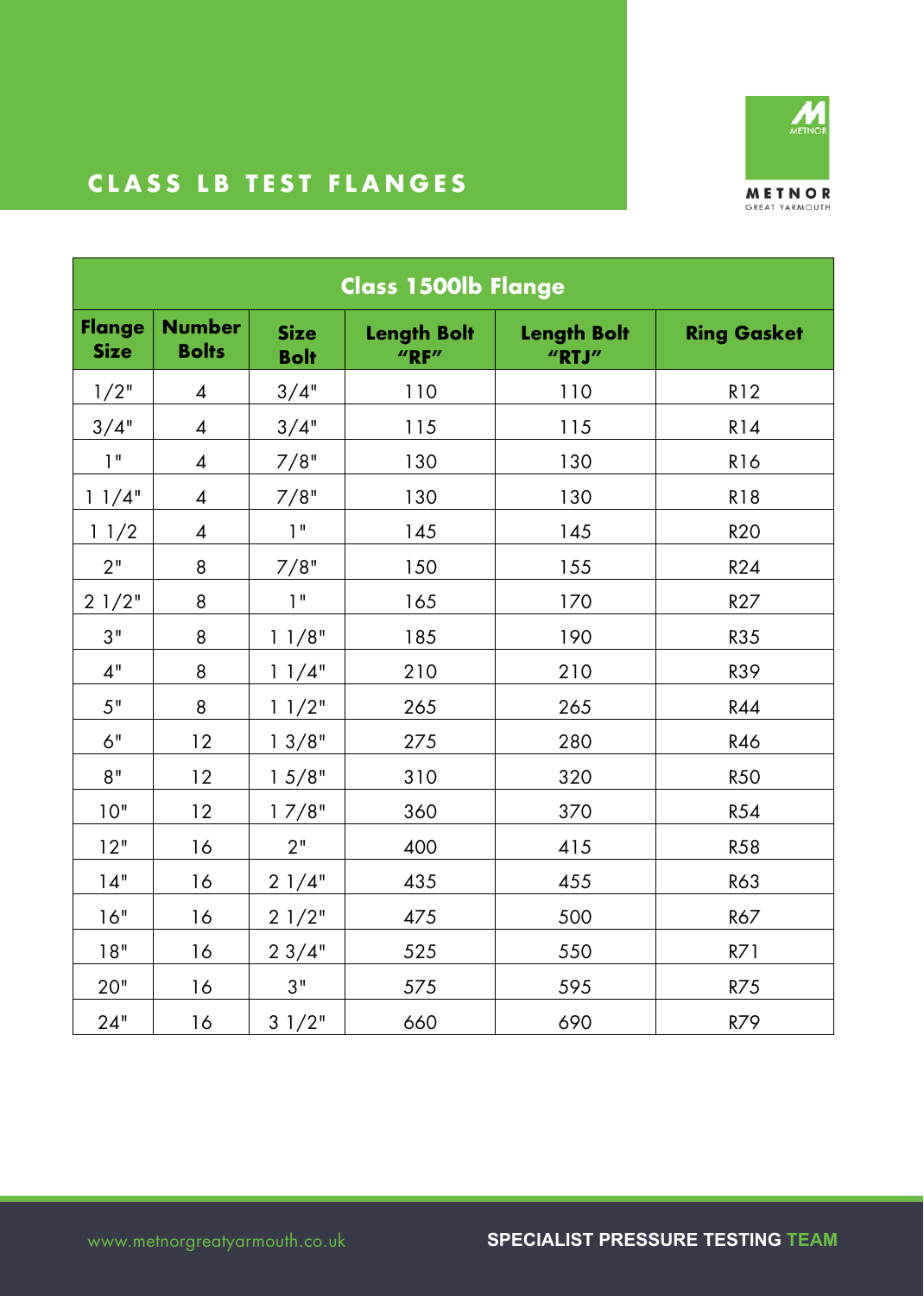# CLASS LB TEST FLANGES

METNOR
GREAT YARMOUTH

| Class 1500lb Flange | | | | | |
|---|---|---|---|---|---|
| **Flange Size** | **Number Bolts** | **Size Bolt** | **Length Bolt "RF"** | **Length Bolt "RTJ"** | **Ring Gasket** |
| 1/2" | 4 | 3/4" | 110 | 110 | R12 |
| 3/4" | 4 | 3/4" | 115 | 115 | R14 |
| 1" | 4 | 7/8" | 130 | 130 | R16 |
| 1 1/4" | 4 | 7/8" | 130 | 130 | R18 |
| 1 1/2 | 4 | 1" | 145 | 145 | R20 |
| 2" | 8 | 7/8" | 150 | 155 | R24 |
| 2 1/2" | 8 | 1" | 165 | 170 | R27 |
| 3" | 8 | 1 1/8" | 185 | 190 | R35 |
| 4" | 8 | 1 1/4" | 210 | 210 | R39 |
| 5" | 8 | 1 1/2" | 265 | 265 | R44 |
| 6" | 12 | 1 3/8" | 275 | 280 | R46 |
| 8" | 12 | 1 5/8" | 310 | 320 | R50 |
| 10" | 12 | 1 7/8" | 360 | 370 | R54 |
| 12" | 16 | 2" | 400 | 415 | R58 |
| 14" | 16 | 2 1/4" | 435 | 455 | R63 |
| 16" | 16 | 2 1/2" | 475 | 500 | R67 |
| 18" | 16 | 2 3/4" | 525 | 550 | R71 |
| 20" | 16 | 3" | 575 | 595 | R75 |
| 24" | 16 | 3 1/2" | 660 | 690 | R79 |

www.metnorgreatyarmouth.co.uk

SPECIALIST PRESSURE TESTING TEAM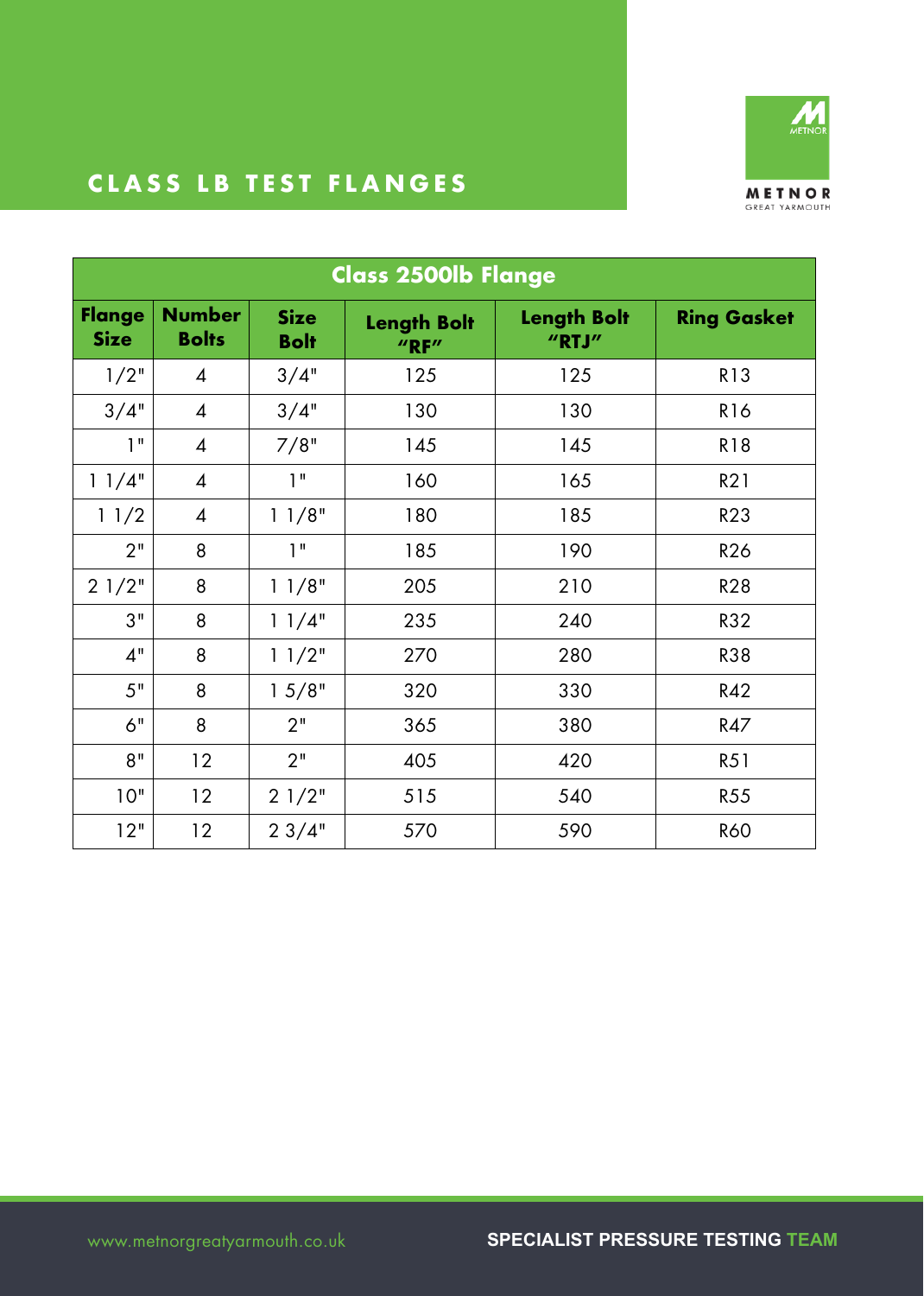# CLASS LB TEST FLANGES

| Class 2500lb Flange | | | | | |
|---|---|---|---|---|---|
| **Flange Size** | **Number Bolts** | **Size Bolt** | **Length Bolt "RF"** | **Length Bolt "RTJ"** | **Ring Gasket** |
| 1/2" | 4 | 3/4" | 125 | 125 | R13 |
| 3/4" | 4 | 3/4" | 130 | 130 | R16 |
| 1" | 4 | 7/8" | 145 | 145 | R18 |
| 1 1/4" | 4 | 1" | 160 | 165 | R21 |
| 1 1/2 | 4 | 1 1/8" | 180 | 185 | R23 |
| 2" | 8 | 1" | 185 | 190 | R26 |
| 2 1/2" | 8 | 1 1/8" | 205 | 210 | R28 |
| 3" | 8 | 1 1/4" | 235 | 240 | R32 |
| 4" | 8 | 1 1/2" | 270 | 280 | R38 |
| 5" | 8 | 1 5/8" | 320 | 330 | R42 |
| 6" | 8 | 2" | 365 | 380 | R47 |
| 8" | 12 | 2" | 405 | 420 | R51 |
| 10" | 12 | 2 1/2" | 515 | 540 | R55 |
| 12" | 12 | 2 3/4" | 570 | 590 | R60 |